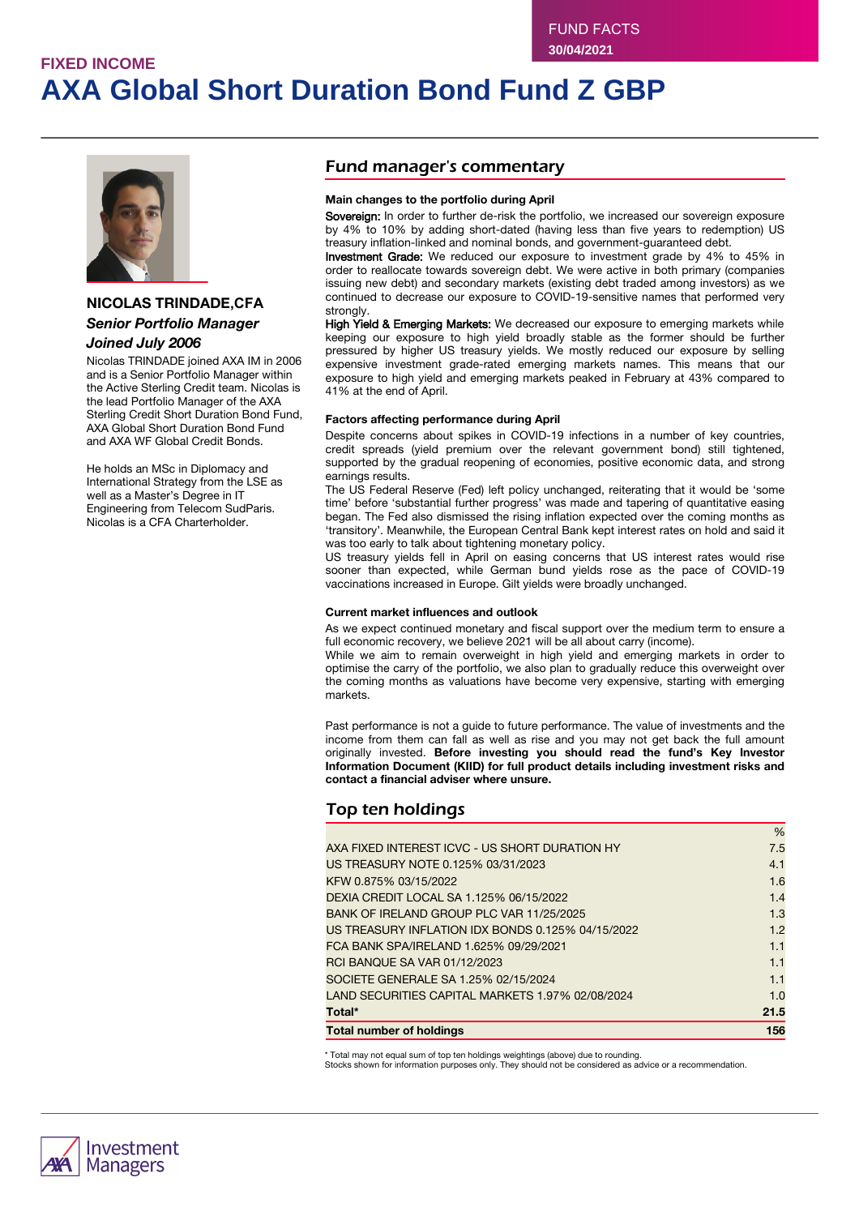FUND FACTS
30/04/2021

FIXED INCOME

# AXA Global Short Duration Bond Fund Z GBP

**NICOLAS TRINDADE,CFA**

***Senior Portfolio Manager***

***Joined July 2006***

Nicolas TRINDADE joined AXA IM in 2006 and is a Senior Portfolio Manager within the Active Sterling Credit team. Nicolas is the lead Portfolio Manager of the AXA Sterling Credit Short Duration Bond Fund, AXA Global Short Duration Bond Fund and AXA WF Global Credit Bonds.

He holds an MSc in Diplomacy and International Strategy from the LSE as well as a Master's Degree in IT Engineering from Telecom SudParis. Nicolas is a CFA Charterholder.

## Fund manager's commentary

**Main changes to the portfolio during April**

**Sovereign:** In order to further de-risk the portfolio, we increased our sovereign exposure by 4% to 10% by adding short-dated (having less than five years to redemption) US treasury inflation-linked and nominal bonds, and government-guaranteed debt.

**Investment Grade:** We reduced our exposure to investment grade by 4% to 45% in order to reallocate towards sovereign debt. We were active in both primary (companies issuing new debt) and secondary markets (existing debt traded among investors) as we continued to decrease our exposure to COVID-19-sensitive names that performed very strongly.

**High Yield & Emerging Markets:** We decreased our exposure to emerging markets while keeping our exposure to high yield broadly stable as the former should be further pressured by higher US treasury yields. We mostly reduced our exposure by selling expensive investment grade-rated emerging markets names. This means that our exposure to high yield and emerging markets peaked in February at 43% compared to 41% at the end of April.

**Factors affecting performance during April**

Despite concerns about spikes in COVID-19 infections in a number of key countries, credit spreads (yield premium over the relevant government bond) still tightened, supported by the gradual reopening of economies, positive economic data, and strong earnings results.

The US Federal Reserve (Fed) left policy unchanged, reiterating that it would be 'some time' before 'substantial further progress' was made and tapering of quantitative easing began. The Fed also dismissed the rising inflation expected over the coming months as 'transitory'. Meanwhile, the European Central Bank kept interest rates on hold and said it was too early to talk about tightening monetary policy.

US treasury yields fell in April on easing concerns that US interest rates would rise sooner than expected, while German bund yields rose as the pace of COVID-19 vaccinations increased in Europe. Gilt yields were broadly unchanged.

**Current market influences and outlook**

As we expect continued monetary and fiscal support over the medium term to ensure a full economic recovery, we believe 2021 will be all about carry (income).

While we aim to remain overweight in high yield and emerging markets in order to optimise the carry of the portfolio, we also plan to gradually reduce this overweight over the coming months as valuations have become very expensive, starting with emerging markets.

Past performance is not a guide to future performance. The value of investments and the income from them can fall as well as rise and you may not get back the full amount originally invested. **Before investing you should read the fund's Key Investor Information Document (KIID) for full product details including investment risks and contact a financial adviser where unsure.**

## Top ten holdings

| | % |
|---|---|
| AXA FIXED INTEREST ICVC - US SHORT DURATION HY | 7.5 |
| US TREASURY NOTE 0.125% 03/31/2023 | 4.1 |
| KFW 0.875% 03/15/2022 | 1.6 |
| DEXIA CREDIT LOCAL SA 1.125% 06/15/2022 | 1.4 |
| BANK OF IRELAND GROUP PLC VAR 11/25/2025 | 1.3 |
| US TREASURY INFLATION IDX BONDS 0.125% 04/15/2022 | 1.2 |
| FCA BANK SPA/IRELAND 1.625% 09/29/2021 | 1.1 |
| RCI BANQUE SA VAR 01/12/2023 | 1.1 |
| SOCIETE GENERALE SA 1.25% 02/15/2024 | 1.1 |
| LAND SECURITIES CAPITAL MARKETS 1.97% 02/08/2024 | 1.0 |
| **Total*** | **21.5** |
| **Total number of holdings** | **156** |

* Total may not equal sum of top ten holdings weightings (above) due to rounding.
Stocks shown for information purposes only. They should not be considered as advice or a recommendation.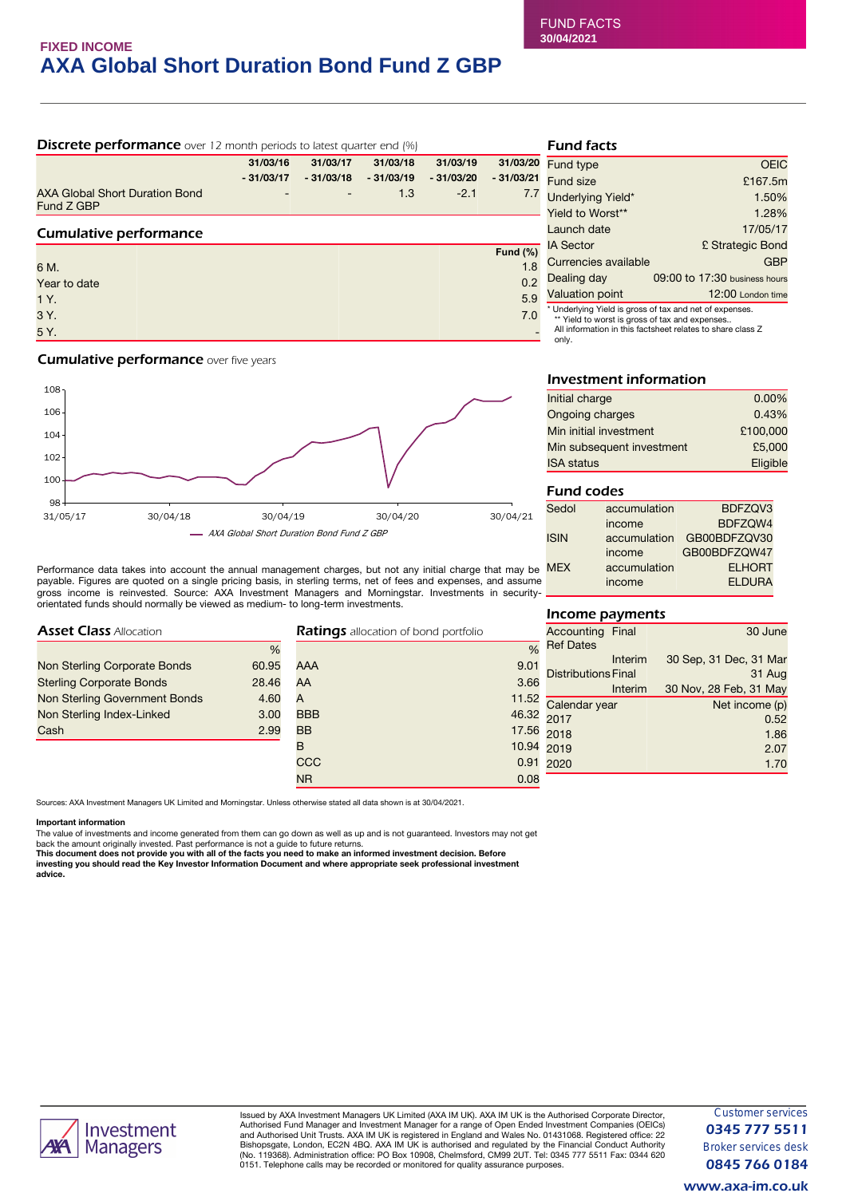FIXED INCOME

# AXA Global Short Duration Bond Fund Z GBP

FUND FACTS
30/04/2021

## Discrete performance over 12 month periods to latest quarter end (%)

| | 31/03/16 - 31/03/17 | 31/03/17 - 31/03/18 | 31/03/18 - 31/03/19 | 31/03/19 - 31/03/20 | 31/03/20 - 31/03/21 |
|---|---|---|---|---|---|
| AXA Global Short Duration Bond Fund Z GBP | - | - | 1.3 | -2.1 | 7.7 |

## Cumulative performance

| | Fund (%) |
|---|---|
| 6 M. | 1.8 |
| Year to date | 0.2 |
| 1 Y. | 5.9 |
| 3 Y. | 7.0 |
| 5 Y. | - |

## Cumulative performance over five years

108
106
104
102
100
98

31/05/17
30/04/18
30/04/19
30/04/20
30/04/21

AXA Global Short Duration Bond Fund Z GBP

Performance data takes into account the annual management charges, but not any initial charge that may be payable. Figures are quoted on a single pricing basis, in sterling terms, net of fees and expenses, and assume gross income is reinvested. Source: AXA Investment Managers and Morningstar. Investments in security-orientated funds should normally be viewed as medium- to long-term investments.

## Asset Class Allocation

| | % |
|---|---|
| Non Sterling Corporate Bonds | 60.95 |
| Sterling Corporate Bonds | 28.46 |
| Non Sterling Government Bonds | 4.60 |
| Non Sterling Index-Linked | 3.00 |
| Cash | 2.99 |

## Ratings allocation of bond portfolio

| | % |
|---|---|
| AAA | 9.01 |
| AA | 3.66 |
| A | 11.52 |
| BBB | 46.32 |
| BB | 17.56 |
| B | 10.94 |
| CCC | 0.91 |
| NR | 0.08 |

## Fund facts

| | |
|---|---|
| Fund type | OEIC |
| Fund size | £167.5m |
| Underlying Yield* | 1.50% |
| Yield to Worst** | 1.28% |
| Launch date | 17/05/17 |
| IA Sector | £ Strategic Bond |
| Currencies available | GBP |
| Dealing day | 09:00 to 17:30 business hours |
| Valuation point | 12:00 London time |

\* Underlying Yield is gross of tax and net of expenses.
** Yield to worst is gross of tax and expenses..
All information in this factsheet relates to share class Z only.

## Investment information

| | |
|---|---|
| Initial charge | 0.00% |
| Ongoing charges | 0.43% |
| Min initial investment | £100,000 |
| Min subsequent investment | £5,000 |
| ISA status | Eligible |

## Fund codes

| | | |
|---|---|---|
| Sedol | accumulation | BDFZQV3 |
| | income | BDFZQW4 |
| ISIN | accumulation | GB00BDFZQV30 |
| | income | GB00BDFZQW47 |
| MEX | accumulation | ELHORT |
| | income | ELDURA |

## Income payments

| | | |
|---|---|---|
| Accounting Ref Dates | Final | 30 June |
| | Interim | 30 Sep, 31 Dec, 31 Mar |
| Distributions | Final | 31 Aug |
| | Interim | 30 Nov, 28 Feb, 31 May |
| Calendar year | | Net income (p) |
| 2017 | | 0.52 |
| 2018 | | 1.86 |
| 2019 | | 2.07 |
| 2020 | | 1.70 |

Sources: AXA Investment Managers UK Limited and Morningstar. Unless otherwise stated all data shown is at 30/04/2021.

**Important information**

The value of investments and income generated from them can go down as well as up and is not guaranteed. Investors may not get back the amount originally invested. Past performance is not a guide to future returns.
**This document does not provide you with all of the facts you need to make an informed investment decision. Before investing you should read the Key Investor Information Document and where appropriate seek professional investment advice.**

Investment Managers

Issued by AXA Investment Managers UK Limited (AXA IM UK). AXA IM UK is the Authorised Corporate Director, Authorised Fund Manager and Investment Manager for a range of Open Ended Investment Companies (OEICs) and Authorised Unit Trusts. AXA IM UK is registered in England and Wales No. 01431068. Registered office: 22 Bishopsgate, London, EC2N 4BQ. AXA IM UK is authorised and regulated by the Financial Conduct Authority (No. 119368). Administration office: PO Box 10908, Chelmsford, CM99 2UT. Tel: 0345 777 5511 Fax: 0344 620 0151. Telephone calls may be recorded or monitored for quality assurance purposes.

Customer services **0345 777 5511**
Broker services desk **0845 766 0184**
**www.axa-im.co.uk**